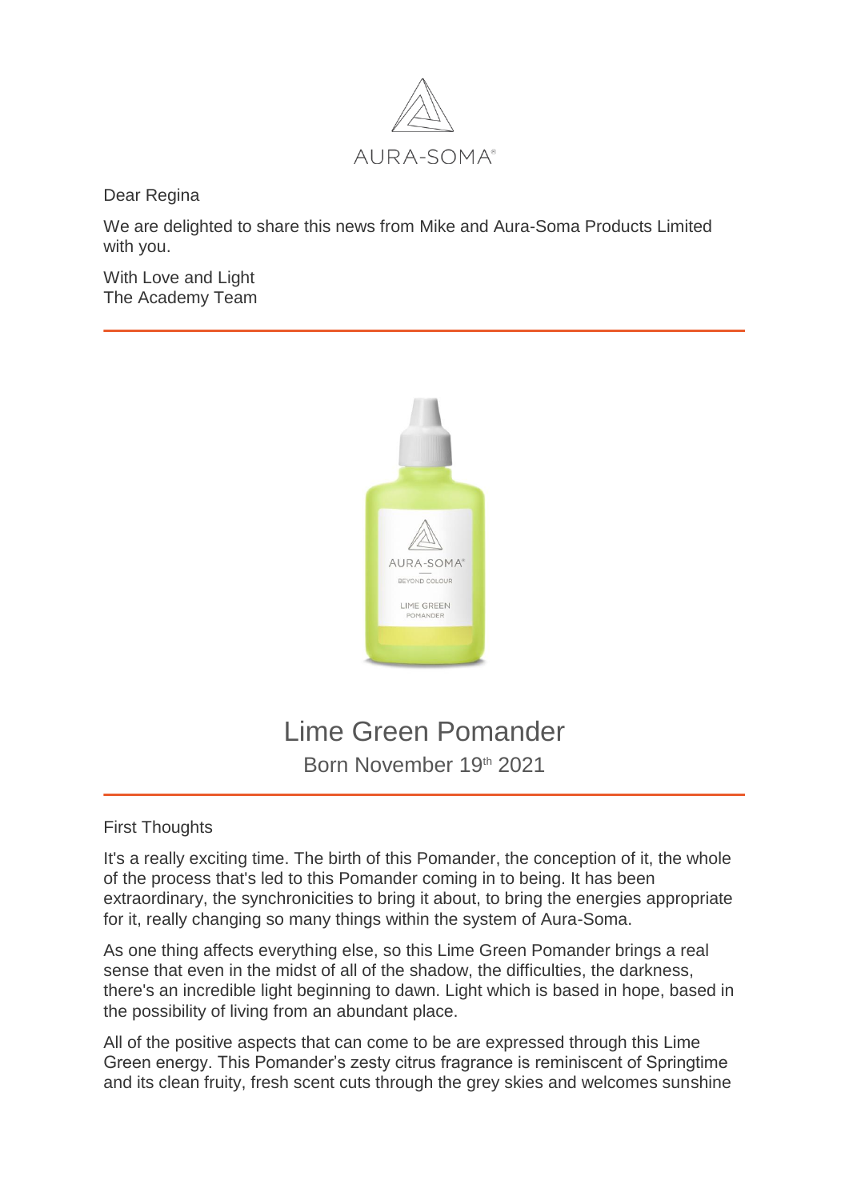AURA-SOMA®

Dear Regina

We are delighted to share this news from Mike and Aura-Soma Products Limited with you.

With Love and Light
The Academy Team

---

# Lime Green Pomander

Born November 19th 2021

---

First Thoughts

It's a really exciting time. The birth of this Pomander, the conception of it, the whole of the process that's led to this Pomander coming in to being. It has been extraordinary, the synchronicities to bring it about, to bring the energies appropriate for it, really changing so many things within the system of Aura-Soma.

As one thing affects everything else, so this Lime Green Pomander brings a real sense that even in the midst of all of the shadow, the difficulties, the darkness, there's an incredible light beginning to dawn. Light which is based in hope, based in the possibility of living from an abundant place.

All of the positive aspects that can come to be are expressed through this Lime Green energy. This Pomander's zesty citrus fragrance is reminiscent of Springtime and its clean fruity, fresh scent cuts through the grey skies and welcomes sunshine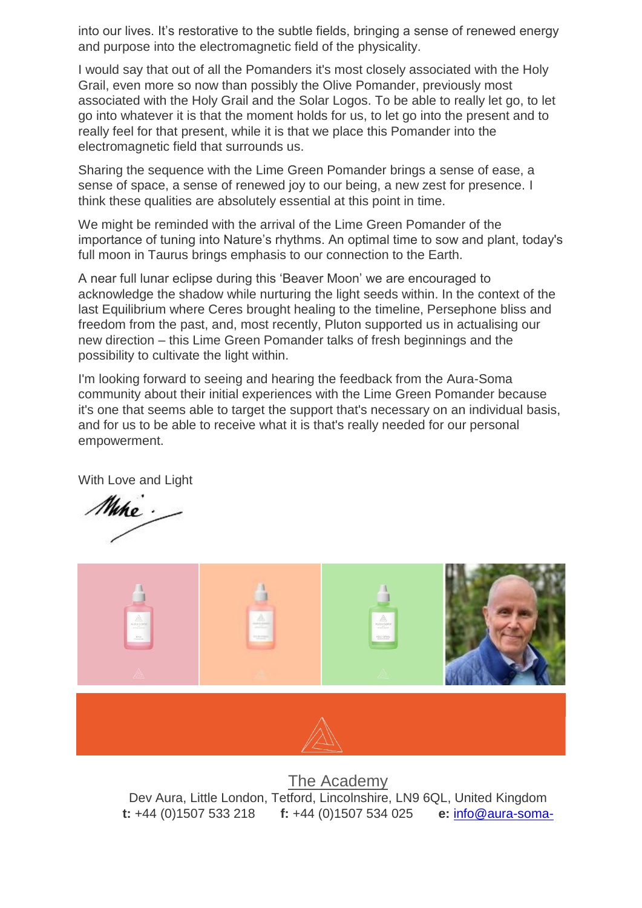into our lives. It's restorative to the subtle fields, bringing a sense of renewed energy and purpose into the electromagnetic field of the physicality.

I would say that out of all the Pomanders it's most closely associated with the Holy Grail, even more so now than possibly the Olive Pomander, previously most associated with the Holy Grail and the Solar Logos. To be able to really let go, to let go into whatever it is that the moment holds for us, to let go into the present and to really feel for that present, while it is that we place this Pomander into the electromagnetic field that surrounds us.

Sharing the sequence with the Lime Green Pomander brings a sense of ease, a sense of space, a sense of renewed joy to our being, a new zest for presence. I think these qualities are absolutely essential at this point in time.

We might be reminded with the arrival of the Lime Green Pomander of the importance of tuning into Nature's rhythms. An optimal time to sow and plant, today's full moon in Taurus brings emphasis to our connection to the Earth.

A near full lunar eclipse during this 'Beaver Moon' we are encouraged to acknowledge the shadow while nurturing the light seeds within. In the context of the last Equilibrium where Ceres brought healing to the timeline, Persephone bliss and freedom from the past, and, most recently, Pluton supported us in actualising our new direction – this Lime Green Pomander talks of fresh beginnings and the possibility to cultivate the light within.

I'm looking forward to seeing and hearing the feedback from the Aura-Soma community about their initial experiences with the Lime Green Pomander because it's one that seems able to target the support that's necessary on an individual basis, and for us to be able to receive what it is that's really needed for our personal empowerment.

With Love and Light

Mike

The Academy
Dev Aura, Little London, Tetford, Lincolnshire, LN9 6QL, United Kingdom
**t:** +44 (0)1507 533 218 **f:** +44 (0)1507 534 025 **e:** info@aura-soma-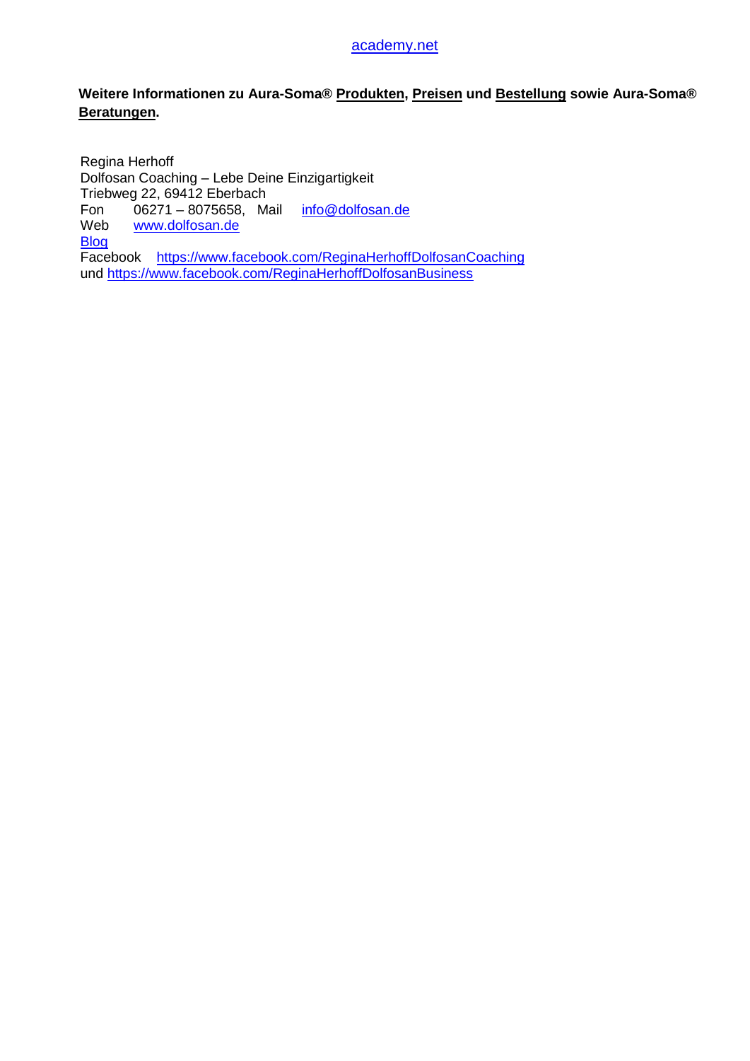academy.net

**Weitere Informationen zu Aura-Soma® Produkten, Preisen und Bestellung sowie Aura-Soma® Beratungen.**

Regina Herhoff
Dolfosan Coaching – Lebe Deine Einzigartigkeit
Triebweg 22, 69412 Eberbach
Fon 06271 – 8075658, Mail info@dolfosan.de
Web www.dolfosan.de
Blog
Facebook https://www.facebook.com/ReginaHerhoffDolfosanCoaching
und https://www.facebook.com/ReginaHerhoffDolfosanBusiness